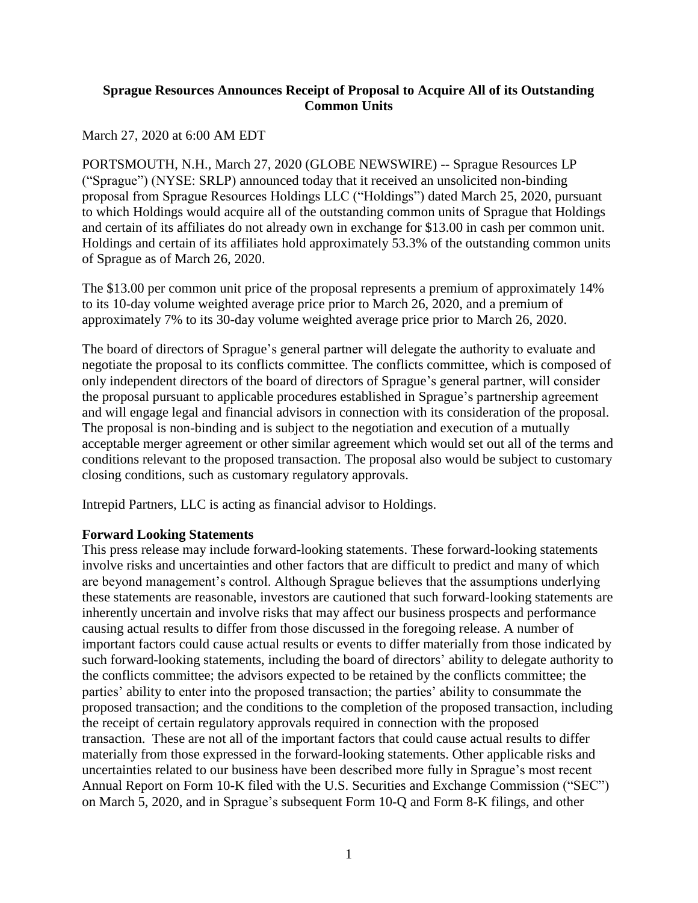# Sprague Resources Announces Receipt of Proposal to Acquire All of its Outstanding Common Units

March 27, 2020 at 6:00 AM EDT

PORTSMOUTH, N.H., March 27, 2020 (GLOBE NEWSWIRE) -- Sprague Resources LP ("Sprague") (NYSE: SRLP) announced today that it received an unsolicited non-binding proposal from Sprague Resources Holdings LLC ("Holdings") dated March 25, 2020, pursuant to which Holdings would acquire all of the outstanding common units of Sprague that Holdings and certain of its affiliates do not already own in exchange for $13.00 in cash per common unit. Holdings and certain of its affiliates hold approximately 53.3% of the outstanding common units of Sprague as of March 26, 2020.

The $13.00 per common unit price of the proposal represents a premium of approximately 14% to its 10-day volume weighted average price prior to March 26, 2020, and a premium of approximately 7% to its 30-day volume weighted average price prior to March 26, 2020.

The board of directors of Sprague's general partner will delegate the authority to evaluate and negotiate the proposal to its conflicts committee. The conflicts committee, which is composed of only independent directors of the board of directors of Sprague's general partner, will consider the proposal pursuant to applicable procedures established in Sprague's partnership agreement and will engage legal and financial advisors in connection with its consideration of the proposal. The proposal is non-binding and is subject to the negotiation and execution of a mutually acceptable merger agreement or other similar agreement which would set out all of the terms and conditions relevant to the proposed transaction. The proposal also would be subject to customary closing conditions, such as customary regulatory approvals.

Intrepid Partners, LLC is acting as financial advisor to Holdings.

**Forward Looking Statements**

This press release may include forward-looking statements. These forward-looking statements involve risks and uncertainties and other factors that are difficult to predict and many of which are beyond management's control. Although Sprague believes that the assumptions underlying these statements are reasonable, investors are cautioned that such forward-looking statements are inherently uncertain and involve risks that may affect our business prospects and performance causing actual results to differ from those discussed in the foregoing release. A number of important factors could cause actual results or events to differ materially from those indicated by such forward-looking statements, including the board of directors' ability to delegate authority to the conflicts committee; the advisors expected to be retained by the conflicts committee; the parties' ability to enter into the proposed transaction; the parties' ability to consummate the proposed transaction; and the conditions to the completion of the proposed transaction, including the receipt of certain regulatory approvals required in connection with the proposed transaction. These are not all of the important factors that could cause actual results to differ materially from those expressed in the forward-looking statements. Other applicable risks and uncertainties related to our business have been described more fully in Sprague's most recent Annual Report on Form 10-K filed with the U.S. Securities and Exchange Commission ("SEC") on March 5, 2020, and in Sprague's subsequent Form 10-Q and Form 8-K filings, and other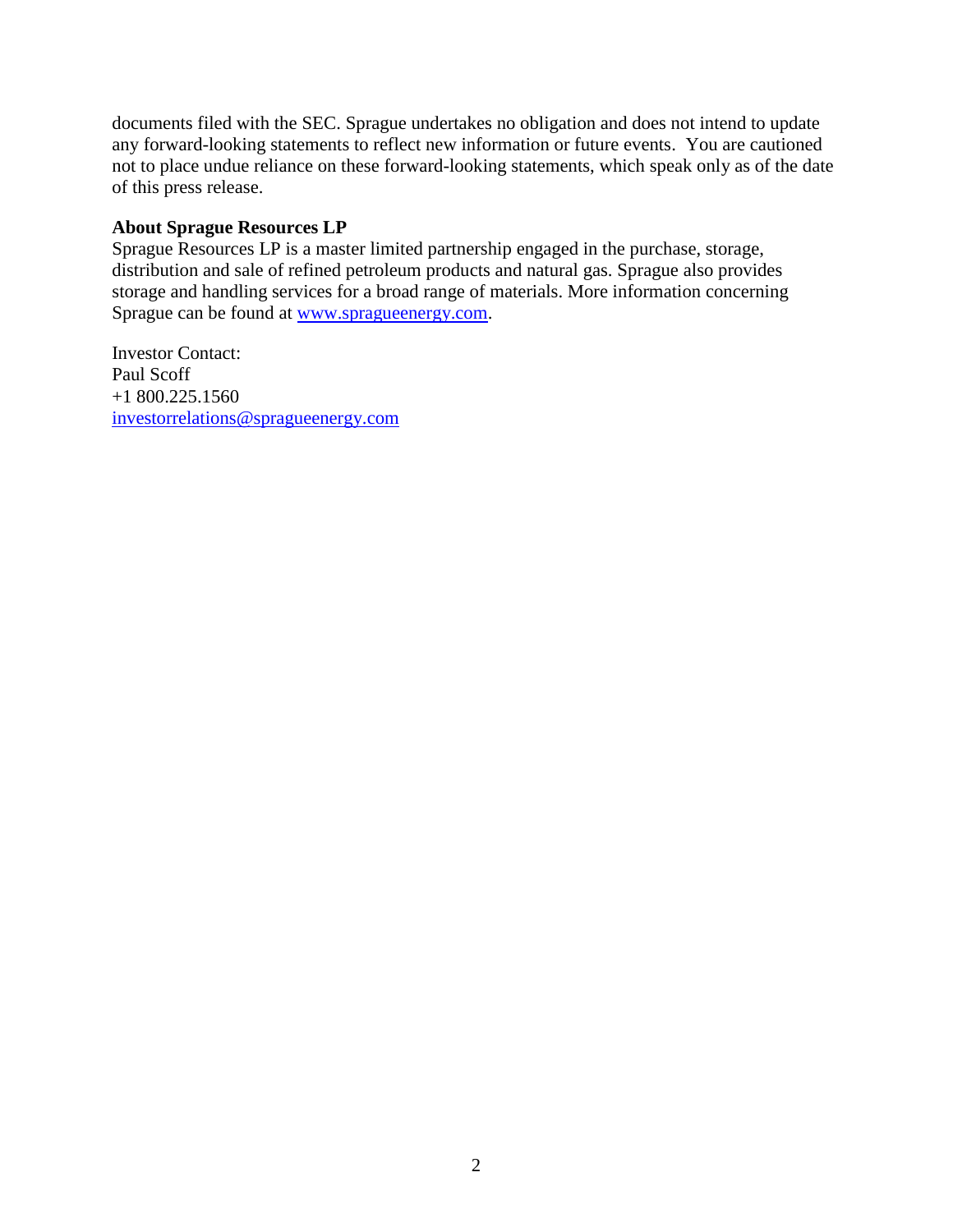documents filed with the SEC. Sprague undertakes no obligation and does not intend to update any forward-looking statements to reflect new information or future events. You are cautioned not to place undue reliance on these forward-looking statements, which speak only as of the date of this press release.

**About Sprague Resources LP**

Sprague Resources LP is a master limited partnership engaged in the purchase, storage, distribution and sale of refined petroleum products and natural gas. Sprague also provides storage and handling services for a broad range of materials. More information concerning Sprague can be found at [www.spragueenergy.com](http://www.spragueenergy.com).

Investor Contact:
Paul Scoff
+1 800.225.1560
[investorrelations@spragueenergy.com](mailto:investorrelations@spragueenergy.com)